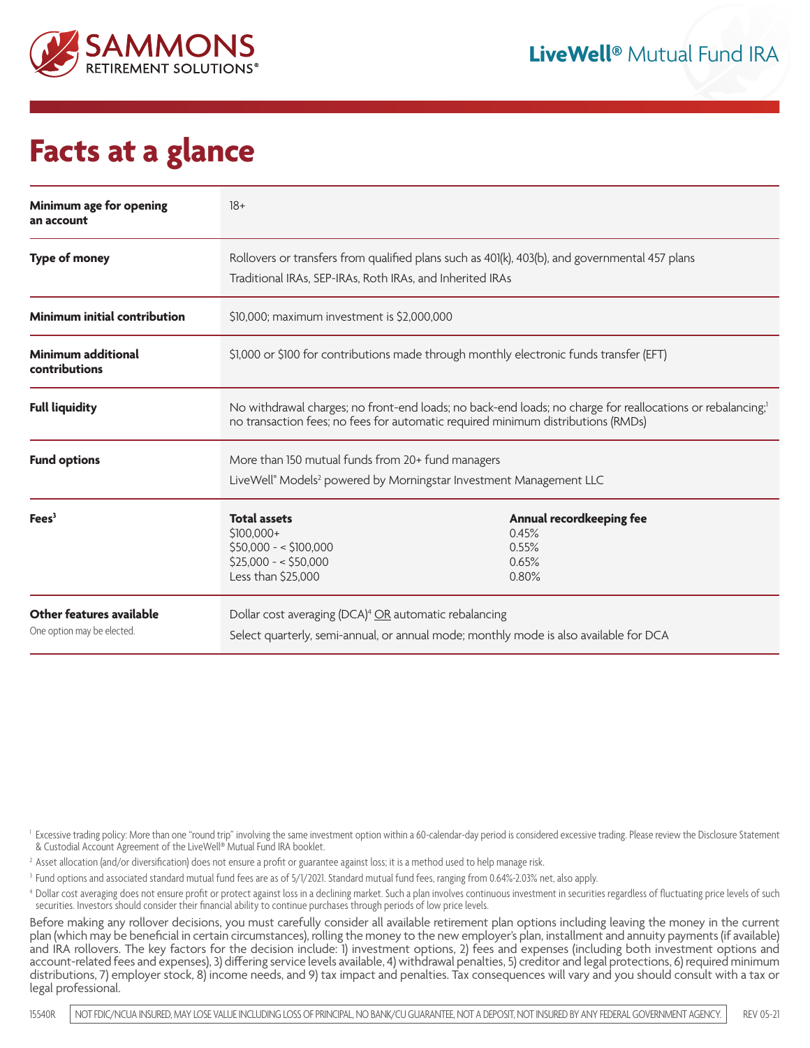**SAMMONS** RETIREMENT SOLUTIONS®

**LiveWell®** Mutual Fund IRA

# Facts at a glance

| | | |
|---|---|---|
| **Minimum age for opening an account** | 18+ | |
| **Type of money** | Rollovers or transfers from qualified plans such as 401(k), 403(b), and governmental 457 plans<br>Traditional IRAs, SEP-IRAs, Roth IRAs, and Inherited IRAs | |
| **Minimum initial contribution** | $10,000; maximum investment is $2,000,000 | |
| **Minimum additional contributions** | $1,000 or $100 for contributions made through monthly electronic funds transfer (EFT) | |
| **Full liquidity** | No withdrawal charges; no front-end loads; no back-end loads; no charge for reallocations or rebalancing;[1] no transaction fees; no fees for automatic required minimum distributions (RMDs) | |
| **Fund options** | More than 150 mutual funds from 20+ fund managers<br>LiveWell® Models[2] powered by Morningstar Investment Management LLC | |
| **Fees**[3] | **Total assets**<br>$100,000+<br>$50,000 - < $100,000<br>$25,000 - < $50,000<br>Less than $25,000 | **Annual recordkeeping fee**<br>0.45%<br>0.55%<br>0.65%<br>0.80% |
| **Other features available**<br>One option may be elected. | Dollar cost averaging (DCA)[4] OR automatic rebalancing<br>Select quarterly, semi-annual, or annual mode; monthly mode is also available for DCA | |

[1] Excessive trading policy: More than one "round trip" involving the same investment option within a 60-calendar-day period is considered excessive trading. Please review the Disclosure Statement & Custodial Account Agreement of the LiveWell® Mutual Fund IRA booklet.

[2] Asset allocation (and/or diversification) does not ensure a profit or guarantee against loss; it is a method used to help manage risk.

[3] Fund options and associated standard mutual fund fees are as of 5/1/2021. Standard mutual fund fees, ranging from 0.64%-2.03% net, also apply.

[4] Dollar cost averaging does not ensure profit or protect against loss in a declining market. Such a plan involves continuous investment in securities regardless of fluctuating price levels of such securities. Investors should consider their financial ability to continue purchases through periods of low price levels.

Before making any rollover decisions, you must carefully consider all available retirement plan options including leaving the money in the current plan (which may be beneficial in certain circumstances), rolling the money to the new employer's plan, installment and annuity payments (if available) and IRA rollovers. The key factors for the decision include: 1) investment options, 2) fees and expenses (including both investment options and account-related fees and expenses), 3) differing service levels available, 4) withdrawal penalties, 5) creditor and legal protections, 6) required minimum distributions, 7) employer stock, 8) income needs, and 9) tax impact and penalties. Tax consequences will vary and you should consult with a tax or legal professional.

15540R | NOT FDIC/NCUA INSURED, MAY LOSE VALUE INCLUDING LOSS OF PRINCIPAL, NO BANK/CU GUARANTEE, NOT A DEPOSIT, NOT INSURED BY ANY FEDERAL GOVERNMENT AGENCY. | REV 05-21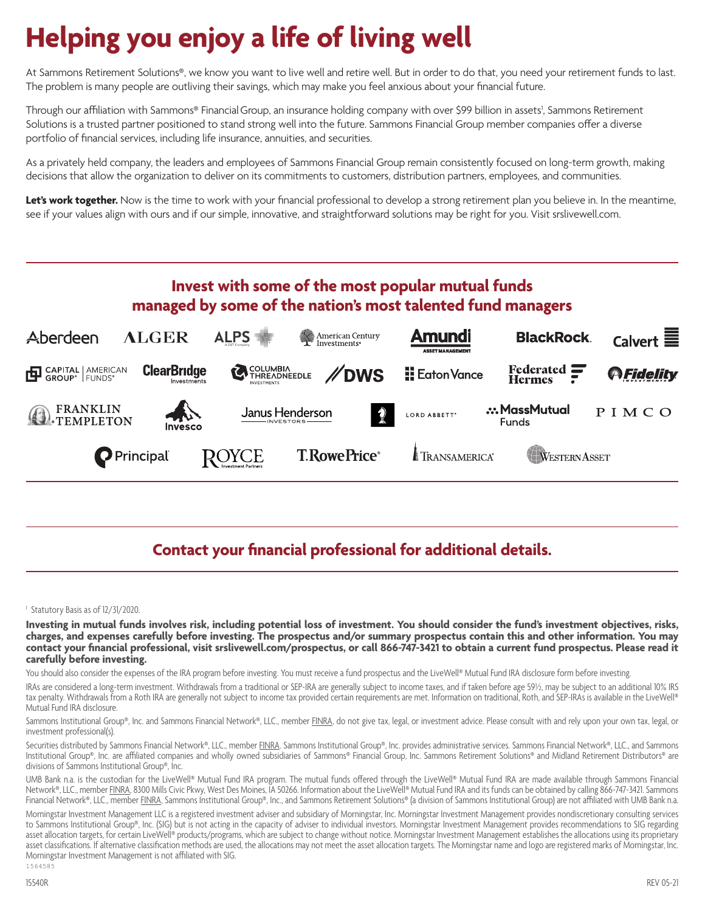# Helping you enjoy a life of living well

At Sammons Retirement Solutions®, we know you want to live well and retire well. But in order to do that, you need your retirement funds to last. The problem is many people are outliving their savings, which may make you feel anxious about your financial future.

Through our affiliation with Sammons® Financial Group, an insurance holding company with over $99 billion in assets[1], Sammons Retirement Solutions is a trusted partner positioned to stand strong well into the future. Sammons Financial Group member companies offer a diverse portfolio of financial services, including life insurance, annuities, and securities.

As a privately held company, the leaders and employees of Sammons Financial Group remain consistently focused on long-term growth, making decisions that allow the organization to deliver on its commitments to customers, distribution partners, employees, and communities.

**Let's work together.** Now is the time to work with your financial professional to develop a strong retirement plan you believe in. In the meantime, see if your values align with ours and if our simple, innovative, and straightforward solutions may be right for you. Visit srslivewell.com.

## Invest with some of the most popular mutual funds managed by some of the nation's most talented fund managers

Aberdeen
ALGER
ALPS
American Century Investments
Amundi Asset Management
BlackRock
Calvert
Capital Group | American Funds
ClearBridge Investments
Columbia Threadneedle Investments
DWS
Eaton Vance
Federated Hermes
Fidelity Investments
Franklin Templeton
Invesco
Janus Henderson Investors
Lord Abbett
MassMutual Funds
PIMCO
Principal
Royce Investment Partners
T. Rowe Price
Transamerica
Western Asset

## Contact your financial professional for additional details.

[1] Statutory Basis as of 12/31/2020.

**Investing in mutual funds involves risk, including potential loss of investment. You should consider the fund's investment objectives, risks, charges, and expenses carefully before investing. The prospectus and/or summary prospectus contain this and other information. You may contact your financial professional, visit srslivewell.com/prospectus, or call 866-747-3421 to obtain a current fund prospectus. Please read it carefully before investing.**

You should also consider the expenses of the IRA program before investing. You must receive a fund prospectus and the LiveWell® Mutual Fund IRA disclosure form before investing.

IRAs are considered a long-term investment. Withdrawals from a traditional or SEP-IRA are generally subject to income taxes, and if taken before age 59½, may be subject to an additional 10% IRS tax penalty. Withdrawals from a Roth IRA are generally not subject to income tax provided certain requirements are met. Information on traditional, Roth, and SEP-IRAs is available in the LiveWell® Mutual Fund IRA disclosure.

Sammons Institutional Group®, Inc. and Sammons Financial Network®, LLC., member FINRA, do not give tax, legal, or investment advice. Please consult with and rely upon your own tax, legal, or investment professional(s).

Securities distributed by Sammons Financial Network®, LLC., member FINRA. Sammons Institutional Group®, Inc. provides administrative services. Sammons Financial Network®, LLC., and Sammons Institutional Group®, Inc. are affiliated companies and wholly owned subsidiaries of Sammons® Financial Group, Inc. Sammons Retirement Solutions® and Midland Retirement Distributors® are divisions of Sammons Institutional Group®, Inc.

UMB Bank n.a. is the custodian for the LiveWell® Mutual Fund IRA program. The mutual funds offered through the LiveWell® Mutual Fund IRA are made available through Sammons Financial Network®, LLC., member FINRA, 8300 Mills Civic Pkwy, West Des Moines, IA 50266. Information about the LiveWell® Mutual Fund IRA and its funds can be obtained by calling 866-747-3421. Sammons Financial Network®, LLC., member FINRA, Sammons Institutional Group®, Inc., and Sammons Retirement Solutions® (a division of Sammons Institutional Group) are not affiliated with UMB Bank n.a.

Morningstar Investment Management LLC is a registered investment adviser and subsidiary of Morningstar, Inc. Morningstar Investment Management provides nondiscretionary consulting services to Sammons Institutional Group®, Inc. (SIG) but is not acting in the capacity of adviser to individual investors. Morningstar Investment Management provides recommendations to SIG regarding asset allocation targets, for certain LiveWell® products/programs, which are subject to change without notice. Morningstar Investment Management establishes the allocations using its proprietary asset classifications. If alternative classification methods are used, the allocations may not meet the asset allocation targets. The Morningstar name and logo are registered marks of Morningstar, Inc. Morningstar Investment Management is not affiliated with SIG.

1564585

15540R REV 05-21